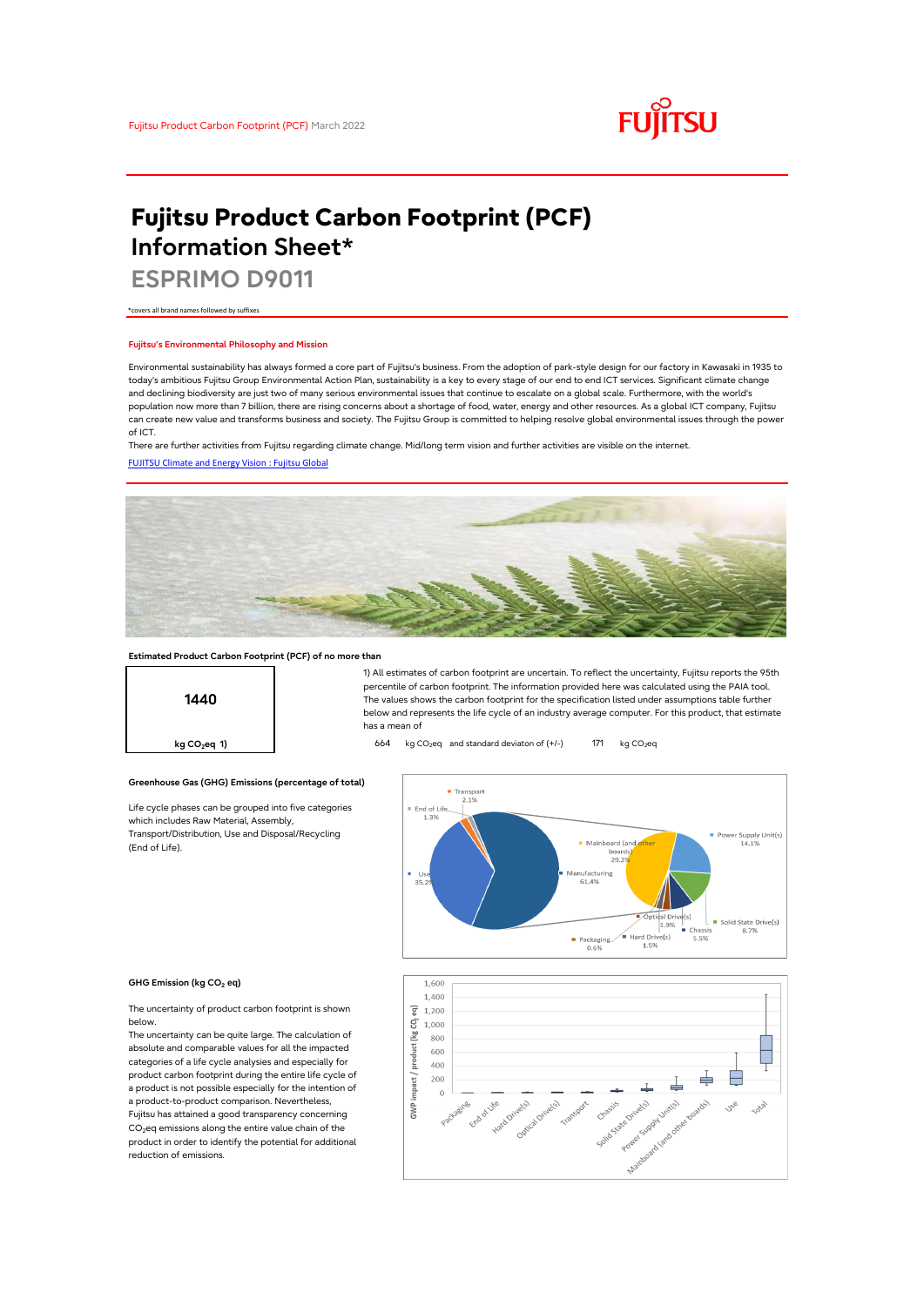Fujitsu Product Carbon Footprint (PCF) March 2022

# Fujitsu Product Carbon Footprint (PCF) Information Sheet*

## ESPRIMO D9011

*covers all brand names followed by suffixes

### Fujitsu's Environmental Philosophy and Mission

Environmental sustainability has always formed a core part of Fujitsu's business. From the adoption of park-style design for our factory in Kawasaki in 1935 to today's ambitious Fujitsu Group Environmental Action Plan, sustainability is a key to every stage of our end to end ICT services. Significant climate change and declining biodiversity are just two of many serious environmental issues that continue to escalate on a global scale. Furthermore, with the world's population now more than 7 billion, there are rising concerns about a shortage of food, water, energy and other resources. As a global ICT company, Fujitsu can create new value and transforms business and society. The Fujitsu Group is committed to helping resolve global environmental issues through the power of ICT.

There are further activities from Fujitsu regarding climate change. Mid/long term vision and further activities are visible on the internet.

[FUJITSU Climate and Energy Vision : Fujitsu Global]

**Estimated Product Carbon Footprint (PCF) of no more than**

**1440**

**kg $CO_2$eq 1)**

1) All estimates of carbon footprint are uncertain. To reflect the uncertainty, Fujitsu reports the 95th percentile of carbon footprint. The information provided here was calculated using the PAIA tool. The values shows the carbon footprint for the specification listed under assumptions table further below and represents the life cycle of an industry average computer. For this product, that estimate has a mean of

664 kg $CO_2$eq and standard deviaton of (+/-) 171 kg $CO_2$eq

**Greenhouse Gas (GHG) Emissions (percentage of total)**

Life cycle phases can be grouped into five categories which includes Raw Material, Assembly, Transport/Distribution, Use and Disposal/Recycling (End of Life).

| Life cycle phase | Share |
|---|---|
| Transport | 2.1% |
| End of Life | 1.3% |
| Use | 35.2% |
| Manufacturing | 61.4% |

| Manufacturing breakdown | Share |
|---|---|
| Mainboard (and other boards) | 29.2% |
| Power Supply Unit(s) | 14.1% |
| Solid State Drive(s) | 8.7% |
| Chassis | 5.5% |
| Optical Drive(s) | 1.9% |
| Hard Drive(s) | 1.5% |
| Packaging | 0.6% |

**GHG Emission (kg $CO_2$ eq)**

The uncertainty of product carbon footprint is shown below.

The uncertainty can be quite large. The calculation of absolute and comparable values for all the impacted categories of a life cycle analysis and especially for product carbon footprint during the entire life cycle of a product is not possible especially for the intention of a product-to-product comparison. Nevertheless, Fujitsu has attained a good transparency concerning $CO_2$eq emissions along the entire value chain of the product in order to identify the potential for additional reduction of emissions.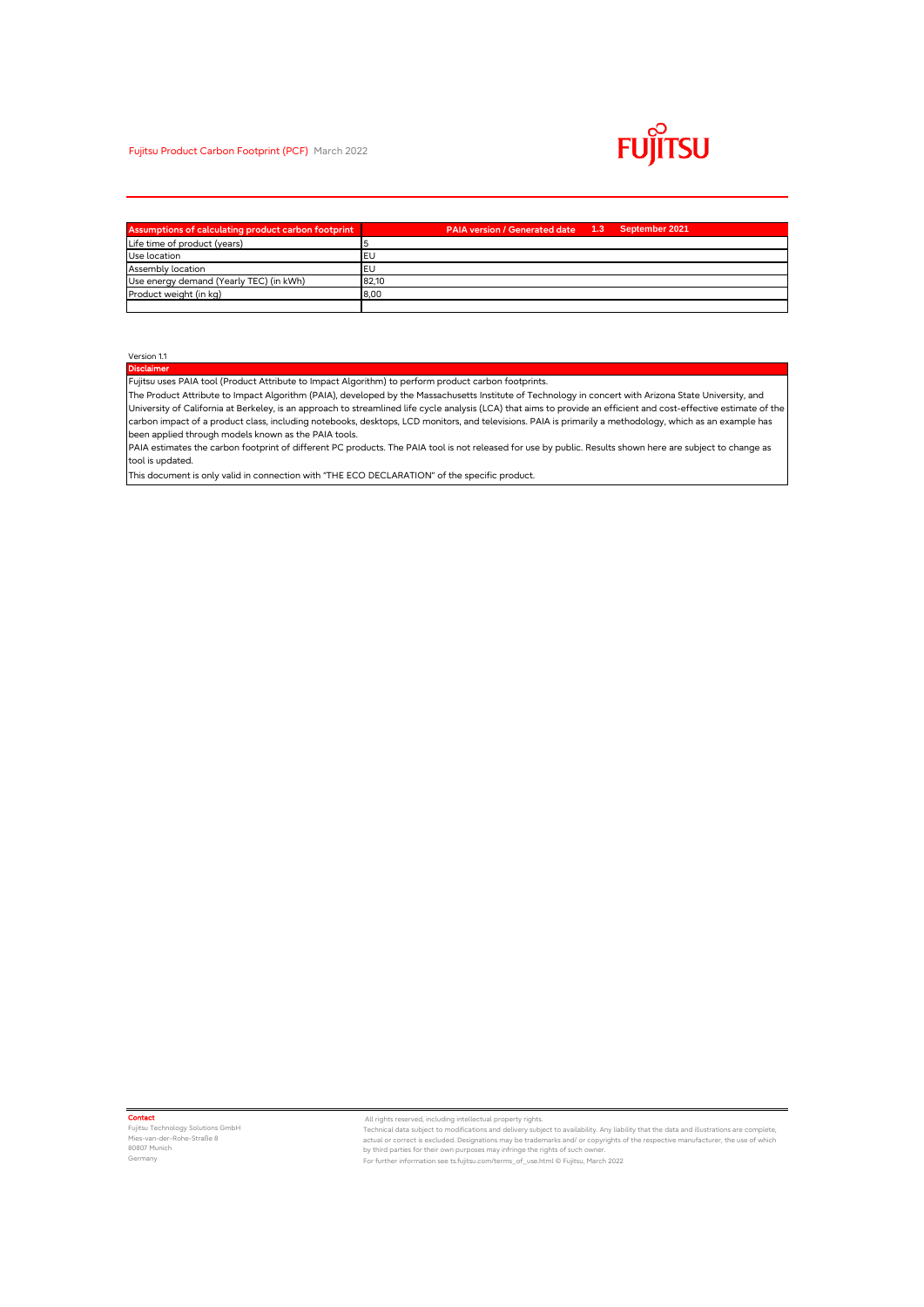Fujitsu Product Carbon Footprint (PCF) March 2022

| Assumptions of calculating product carbon footprint | PAIA version / Generated date 1.3 September 2021 |
| --- | --- |
| Life time of product (years) | 5 |
| Use location | EU |
| Assembly location | EU |
| Use energy demand (Yearly TEC) (in kWh) | 82,10 |
| Product weight (in kg) | 8,00 |
| | |

Version 1.1

**Disclaimer**

Fujitsu uses PAIA tool (Product Attribute to Impact Algorithm) to perform product carbon footprints.

The Product Attribute to Impact Algorithm (PAIA), developed by the Massachusetts Institute of Technology in concert with Arizona State University, and University of California at Berkeley, is an approach to streamlined life cycle analysis (LCA) that aims to provide an efficient and cost-effective estimate of the carbon impact of a product class, including notebooks, desktops, LCD monitors, and televisions. PAIA is primarily a methodology, which as an example has been applied through models known as the PAIA tools.

PAIA estimates the carbon footprint of different PC products. The PAIA tool is not released for use by public. Results shown here are subject to change as tool is updated.

This document is only valid in connection with "THE ECO DECLARATION" of the specific product.

**Contact**
Fujitsu Technology Solutions GmbH
Mies-van-der-Rohe-Straße 8
80807 Munich
Germany

All rights reserved, including intellectual property rights.
Technical data subject to modifications and delivery subject to availability. Any liability that the data and illustrations are complete, actual or correct is excluded. Designations may be trademarks and/ or copyrights of the respective manufacturer, the use of which by third parties for their own purposes may infringe the rights of such owner.
For further information see ts.fujitsu.com/terms_of_use.html © Fujitsu, March 2022